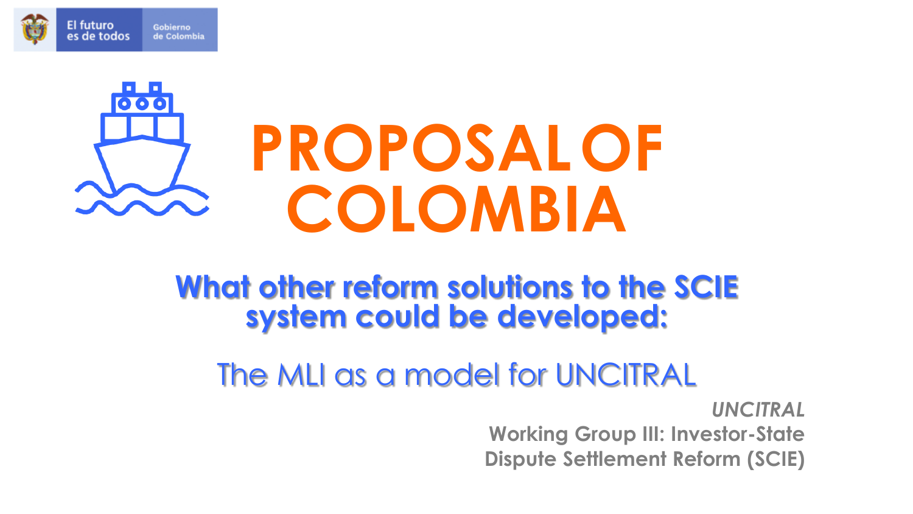El futuro es de todos | Gobierno de Colombia

# PROPOSAL OF COLOMBIA

## What other reform solutions to the SCIE system could be developed:

### The MLI as a model for UNCITRAL

*UNCITRAL*
**Working Group III: Investor-State Dispute Settlement Reform (SCIE)**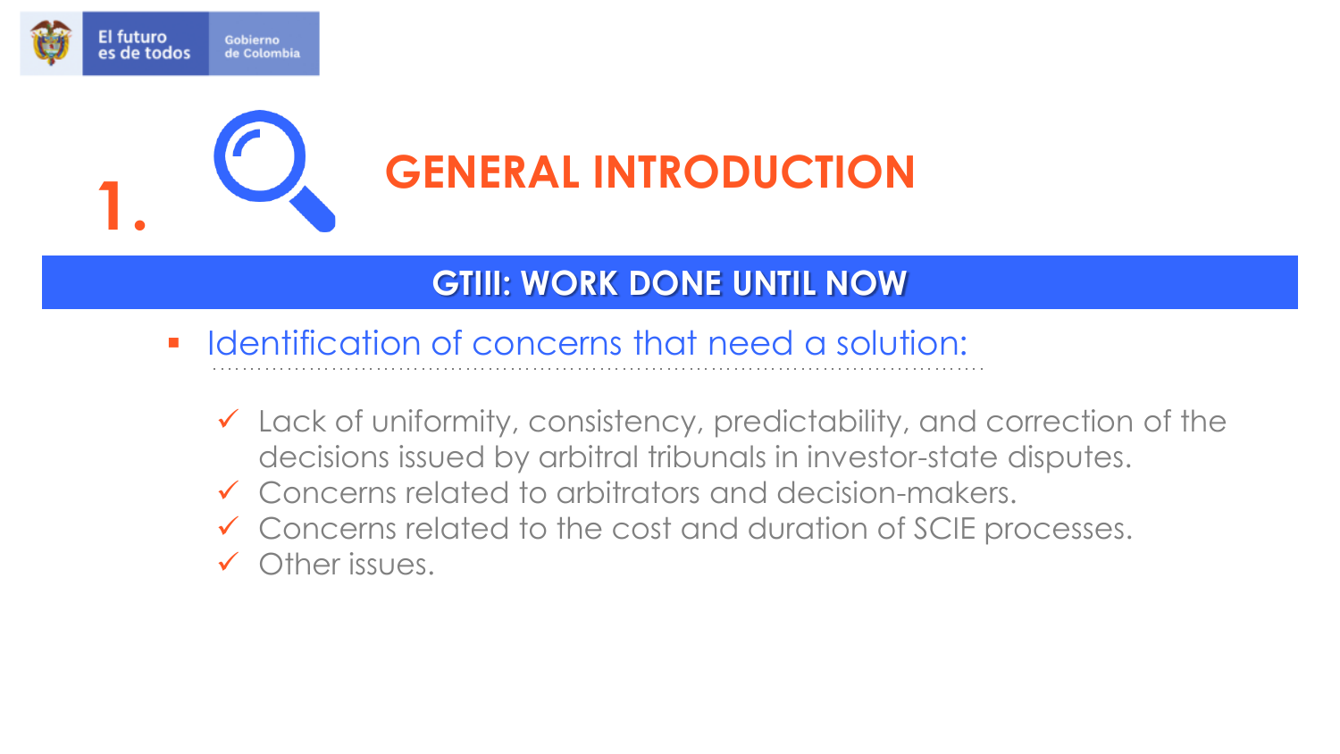# 1. GENERAL INTRODUCTION

## GTIII: WORK DONE UNTIL NOW

- Identification of concerns that need a solution:
  - ✓ Lack of uniformity, consistency, predictability, and correction of the decisions issued by arbitral tribunals in investor-state disputes.
  - ✓ Concerns related to arbitrators and decision-makers.
  - ✓ Concerns related to the cost and duration of SCIE processes.
  - ✓ Other issues.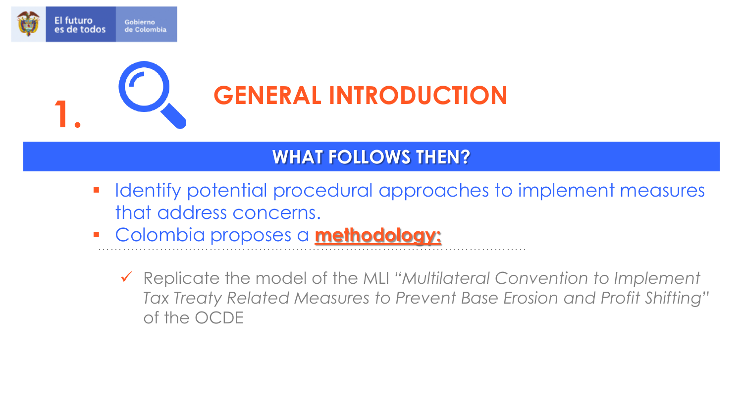# 1. GENERAL INTRODUCTION

## WHAT FOLLOWS THEN?

- Identify potential procedural approaches to implement measures that address concerns.
- Colombia proposes a **methodology:**

  ✓ Replicate the model of the MLI "*Multilateral Convention to Implement Tax Treaty Related Measures to Prevent Base Erosion and Profit Shifting*" of the OCDE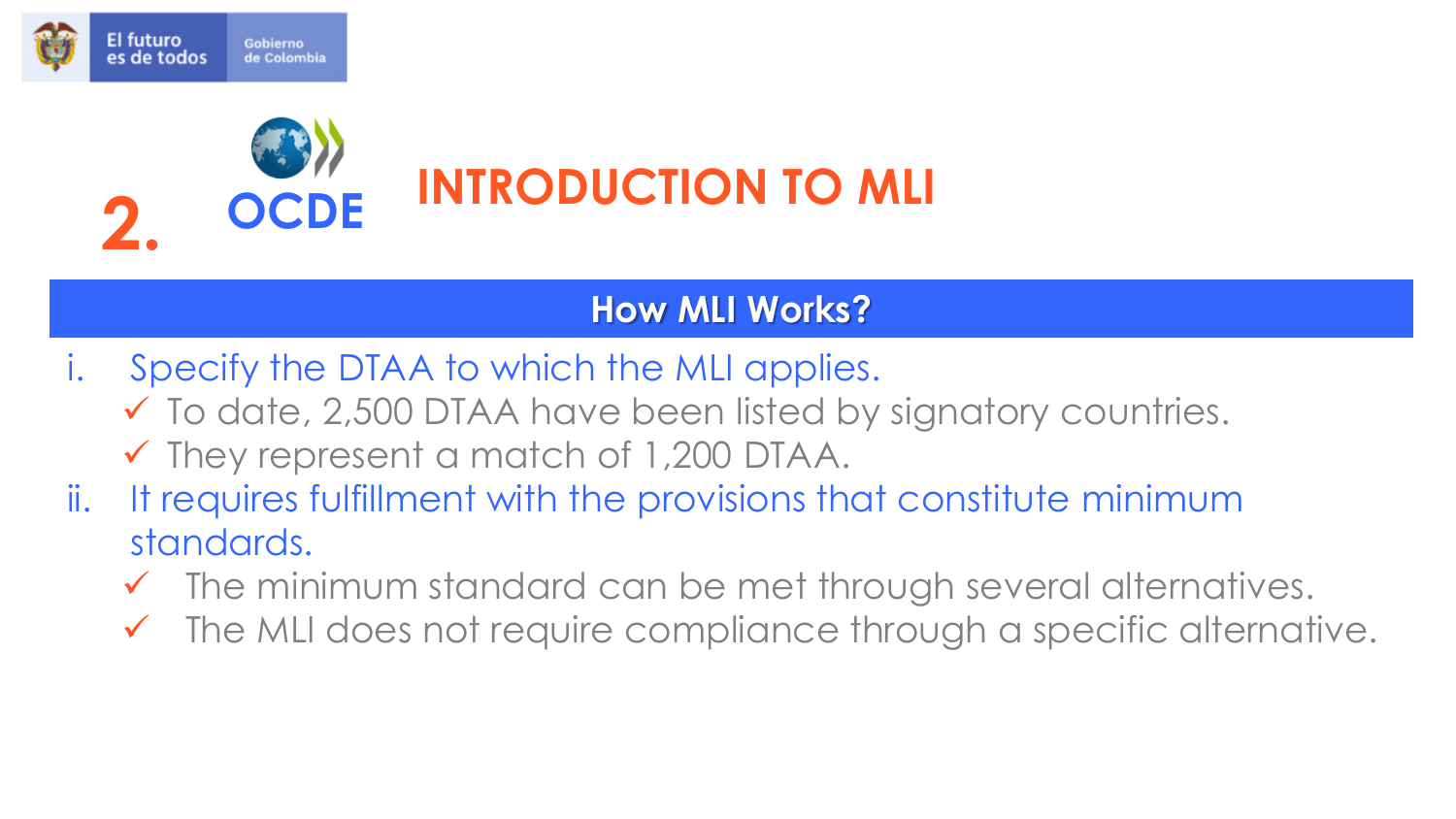# 2. OCDE INTRODUCTION TO MLI

## How MLI Works?

i. Specify the DTAA to which the MLI applies.
   - ✓ To date, 2,500 DTAA have been listed by signatory countries.
   - ✓ They represent a match of 1,200 DTAA.

ii. It requires fulfillment with the provisions that constitute minimum standards.
   - ✓ The minimum standard can be met through several alternatives.
   - ✓ The MLI does not require compliance through a specific alternative.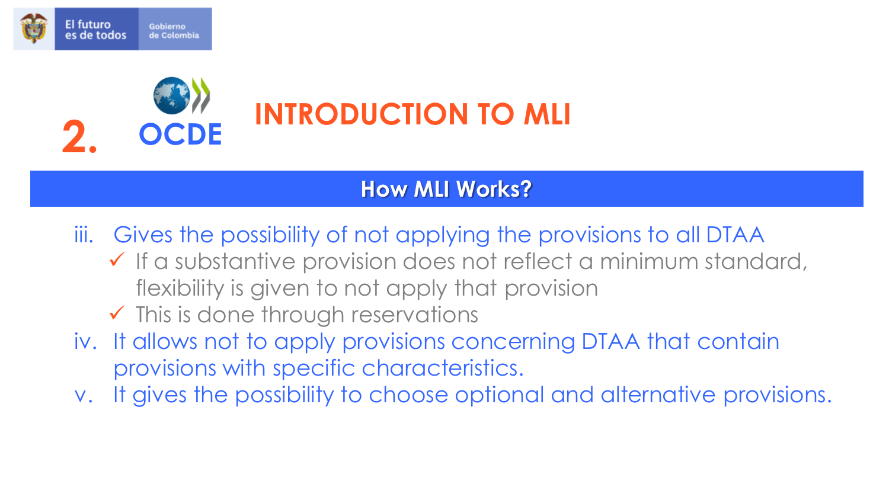# 2. OCDE — INTRODUCTION TO MLI

## How MLI Works?

iii. Gives the possibility of not applying the provisions to all DTAA
   - ✓ If a substantive provision does not reflect a minimum standard, flexibility is given to not apply that provision
   - ✓ This is done through reservations

iv. It allows not to apply provisions concerning DTAA that contain provisions with specific characteristics.

v. It gives the possibility to choose optional and alternative provisions.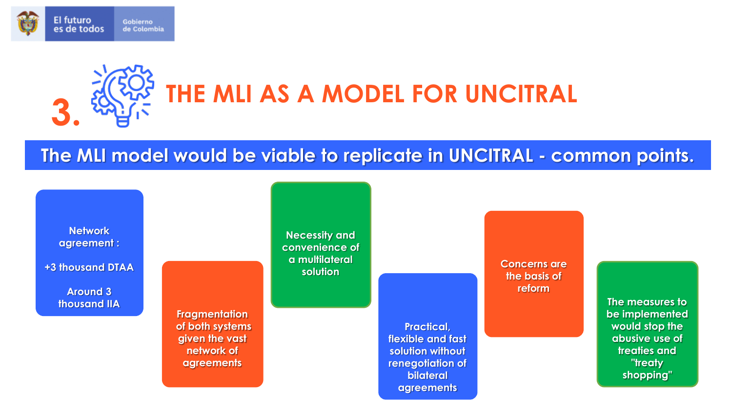# 3. THE MLI AS A MODEL FOR UNCITRAL

## The MLI model would be viable to replicate in UNCITRAL - common points.

- Network agreement :

  +3 thousand DTAA

  Around 3 thousand IIA

- Fragmentation of both systems given the vast network of agreements
- Necessity and convenience of a multilateral solution
- Practical, flexible and fast solution without renegotiation of bilateral agreements
- Concerns are the basis of reform
- The measures to be implemented would stop the abusive use of treaties and "treaty shopping"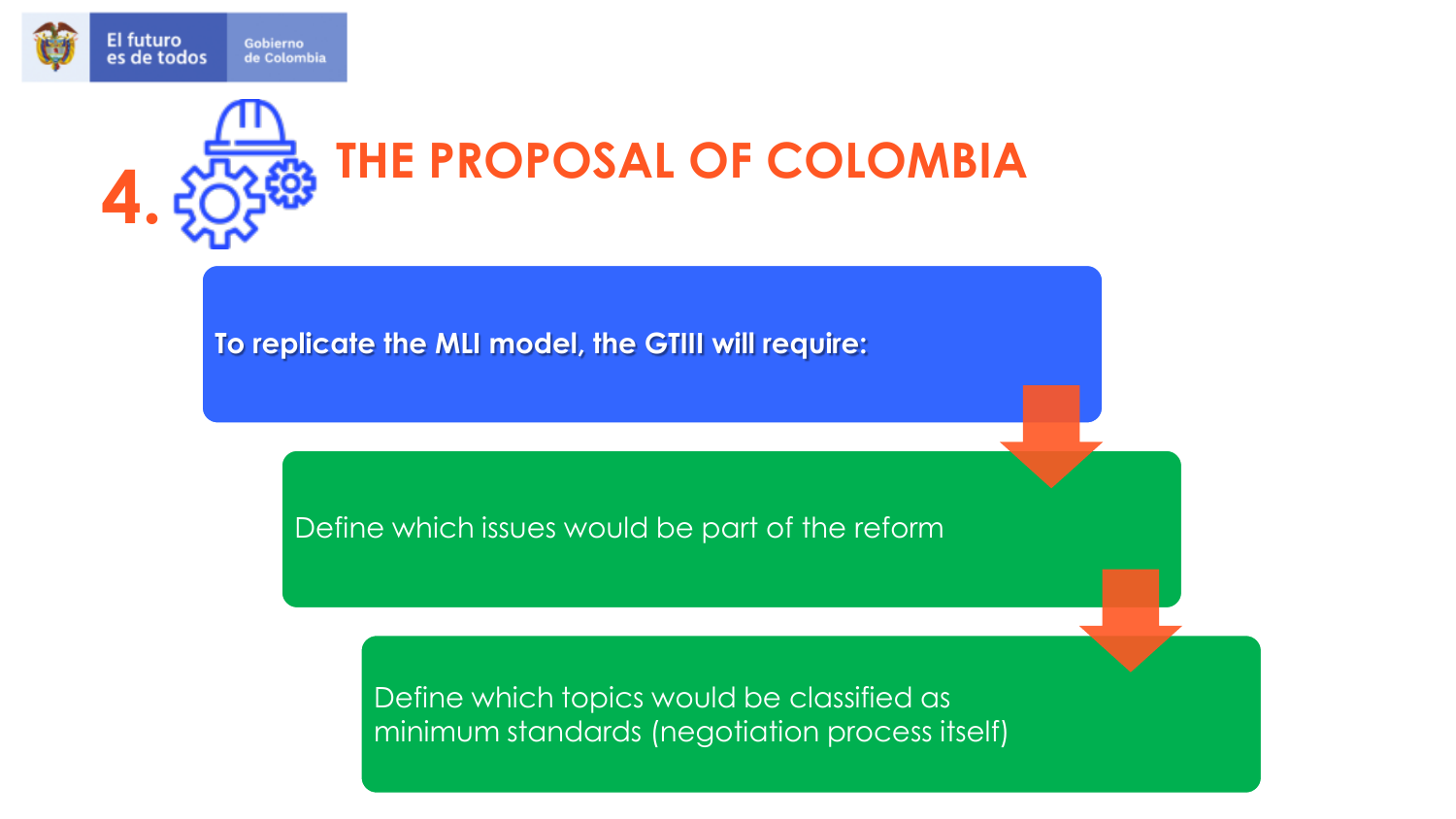# 4. THE PROPOSAL OF COLOMBIA

**To replicate the MLI model, the GTIII will require:**

- Define which issues would be part of the reform
- Define which topics would be classified as minimum standards (negotiation process itself)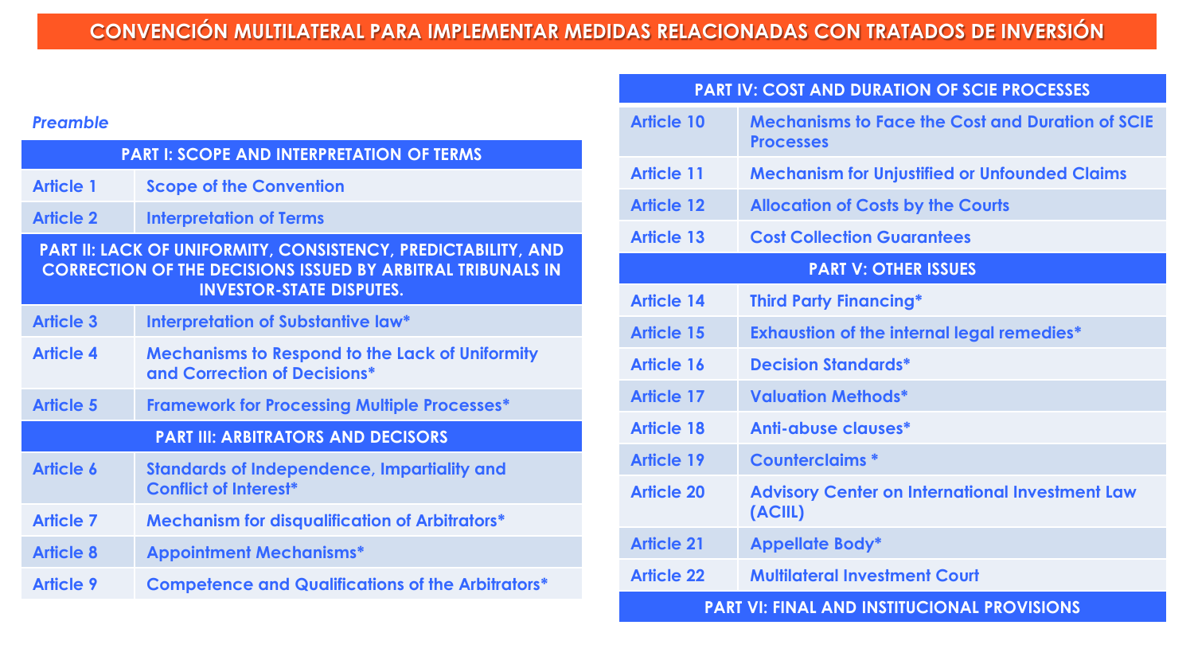# CONVENCIÓN MULTILATERAL PARA IMPLEMENTAR MEDIDAS RELACIONADAS CON TRATADOS DE INVERSIÓN

*Preamble*

| PART I: SCOPE AND INTERPRETATION OF TERMS | |
|---|---|
| Article 1 | Scope of the Convention |
| Article 2 | Interpretation of Terms |
| **PART II: LACK OF UNIFORMITY, CONSISTENCY, PREDICTABILITY, AND CORRECTION OF THE DECISIONS ISSUED BY ARBITRAL TRIBUNALS IN INVESTOR-STATE DISPUTES.** | |
| Article 3 | Interpretation of Substantive law* |
| Article 4 | Mechanisms to Respond to the Lack of Uniformity and Correction of Decisions* |
| Article 5 | Framework for Processing Multiple Processes* |
| **PART III: ARBITRATORS AND DECISORS** | |
| Article 6 | Standards of Independence, Impartiality and Conflict of Interest* |
| Article 7 | Mechanism for disqualification of Arbitrators* |
| Article 8 | Appointment Mechanisms* |
| Article 9 | Competence and Qualifications of the Arbitrators* |

| PART IV: COST AND DURATION OF SCIE PROCESSES | |
|---|---|
| Article 10 | Mechanisms to Face the Cost and Duration of SCIE Processes |
| Article 11 | Mechanism for Unjustified or Unfounded Claims |
| Article 12 | Allocation of Costs by the Courts |
| Article 13 | Cost Collection Guarantees |
| **PART V: OTHER ISSUES** | |
| Article 14 | Third Party Financing* |
| Article 15 | Exhaustion of the internal legal remedies* |
| Article 16 | Decision Standards* |
| Article 17 | Valuation Methods* |
| Article 18 | Anti-abuse clauses* |
| Article 19 | Counterclaims * |
| Article 20 | Advisory Center on International Investment Law (ACIIL) |
| Article 21 | Appellate Body* |
| Article 22 | Multilateral Investment Court |
| **PART VI: FINAL AND INSTITUCIONAL PROVISIONS** | |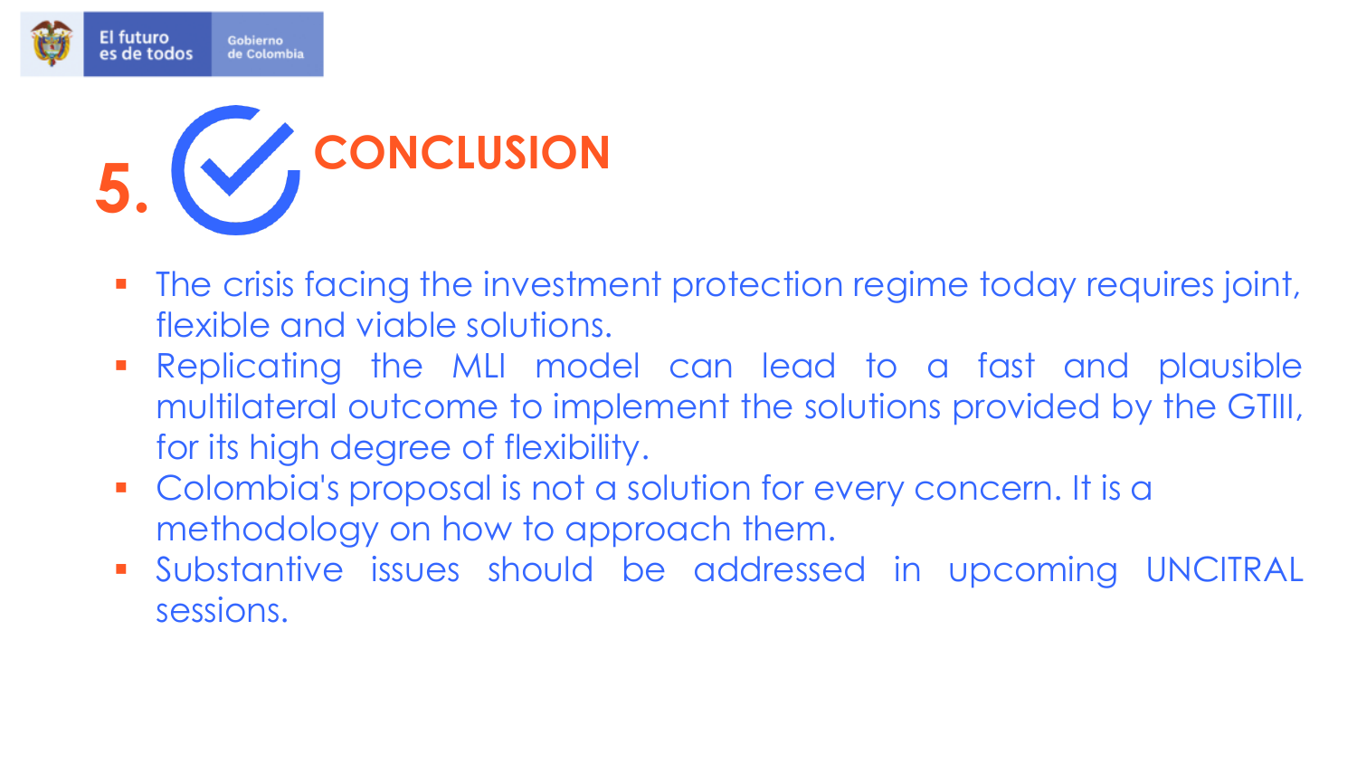# 5. CONCLUSION

- The crisis facing the investment protection regime today requires joint, flexible and viable solutions.
- Replicating the MLI model can lead to a fast and plausible multilateral outcome to implement the solutions provided by the GTIII, for its high degree of flexibility.
- Colombia's proposal is not a solution for every concern. It is a methodology on how to approach them.
- Substantive issues should be addressed in upcoming UNCITRAL sessions.